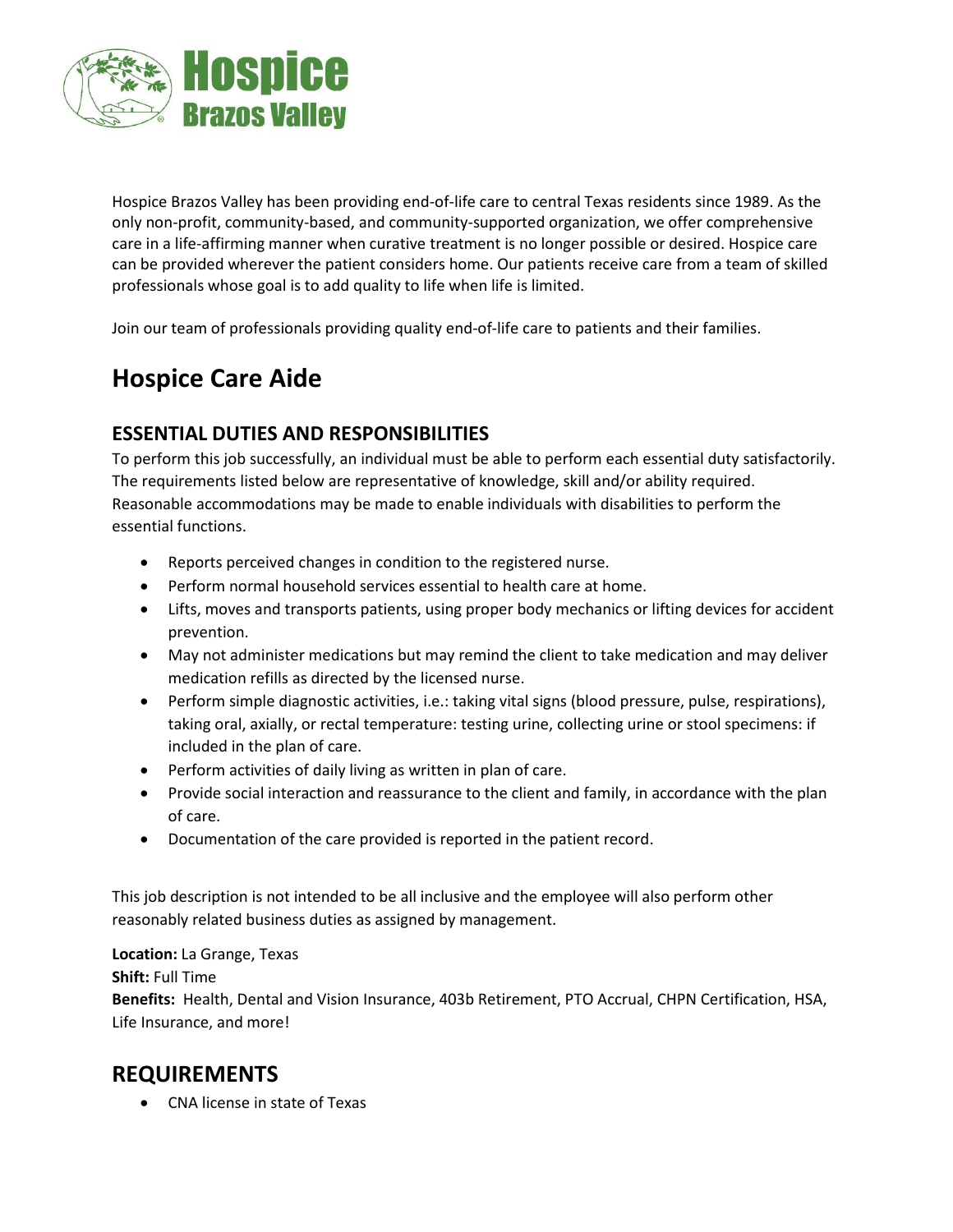Hospice Brazos Valley

Hospice Brazos Valley has been providing end-of-life care to central Texas residents since 1989. As the only non-profit, community-based, and community-supported organization, we offer comprehensive care in a life-affirming manner when curative treatment is no longer possible or desired. Hospice care can be provided wherever the patient considers home. Our patients receive care from a team of skilled professionals whose goal is to add quality to life when life is limited.

Join our team of professionals providing quality end-of-life care to patients and their families.

# Hospice Care Aide

## ESSENTIAL DUTIES AND RESPONSIBILITIES

To perform this job successfully, an individual must be able to perform each essential duty satisfactorily. The requirements listed below are representative of knowledge, skill and/or ability required. Reasonable accommodations may be made to enable individuals with disabilities to perform the essential functions.

- Reports perceived changes in condition to the registered nurse.
- Perform normal household services essential to health care at home.
- Lifts, moves and transports patients, using proper body mechanics or lifting devices for accident prevention.
- May not administer medications but may remind the client to take medication and may deliver medication refills as directed by the licensed nurse.
- Perform simple diagnostic activities, i.e.: taking vital signs (blood pressure, pulse, respirations), taking oral, axially, or rectal temperature: testing urine, collecting urine or stool specimens: if included in the plan of care.
- Perform activities of daily living as written in plan of care.
- Provide social interaction and reassurance to the client and family, in accordance with the plan of care.
- Documentation of the care provided is reported in the patient record.

This job description is not intended to be all inclusive and the employee will also perform other reasonably related business duties as assigned by management.

**Location:** La Grange, Texas
**Shift:** Full Time
**Benefits:** Health, Dental and Vision Insurance, 403b Retirement, PTO Accrual, CHPN Certification, HSA, Life Insurance, and more!

## REQUIREMENTS

- CNA license in state of Texas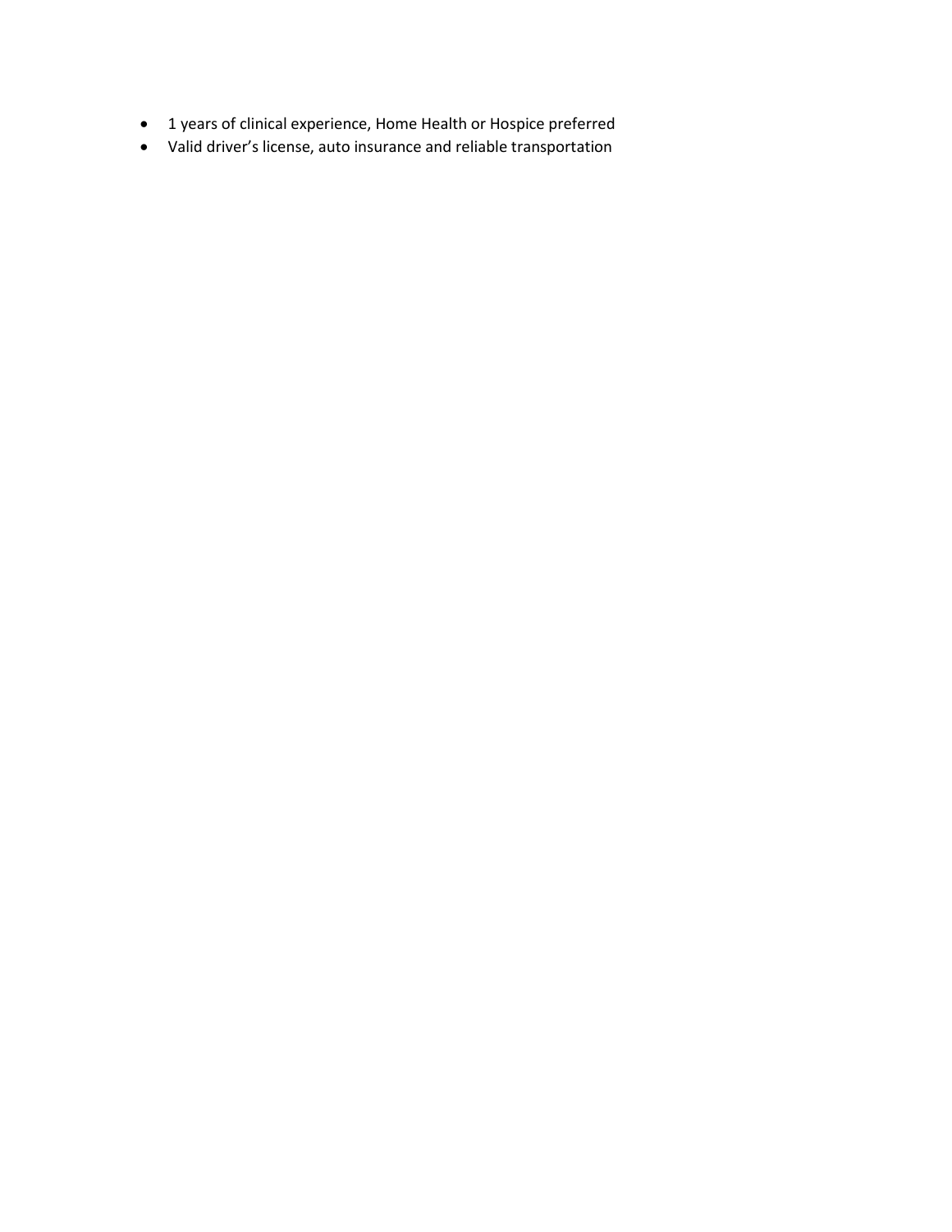- 1 years of clinical experience, Home Health or Hospice preferred
- Valid driver's license, auto insurance and reliable transportation